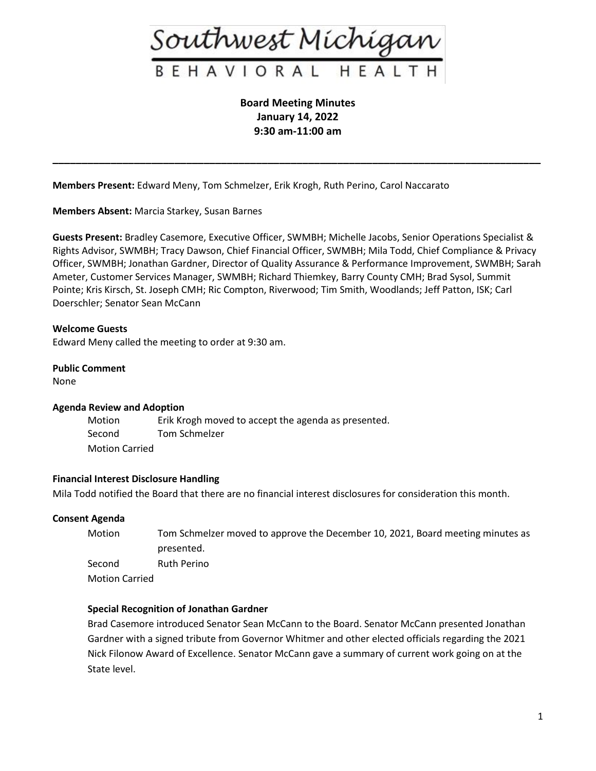# Southwest Michigan BEHAVIORAL HEALTH

**Board Meeting Minutes**
**January 14, 2022**
**9:30 am-11:00 am**

---

**Members Present:** Edward Meny, Tom Schmelzer, Erik Krogh, Ruth Perino, Carol Naccarato

**Members Absent:** Marcia Starkey, Susan Barnes

**Guests Present:** Bradley Casemore, Executive Officer, SWMBH; Michelle Jacobs, Senior Operations Specialist & Rights Advisor, SWMBH; Tracy Dawson, Chief Financial Officer, SWMBH; Mila Todd, Chief Compliance & Privacy Officer, SWMBH; Jonathan Gardner, Director of Quality Assurance & Performance Improvement, SWMBH; Sarah Ameter, Customer Services Manager, SWMBH; Richard Thiemkey, Barry County CMH; Brad Sysol, Summit Pointe; Kris Kirsch, St. Joseph CMH; Ric Compton, Riverwood; Tim Smith, Woodlands; Jeff Patton, ISK; Carl Doerschler; Senator Sean McCann

**Welcome Guests**
Edward Meny called the meeting to order at 9:30 am.

**Public Comment**
None

**Agenda Review and Adoption**

Motion Erik Krogh moved to accept the agenda as presented.
Second Tom Schmelzer
Motion Carried

**Financial Interest Disclosure Handling**
Mila Todd notified the Board that there are no financial interest disclosures for consideration this month.

**Consent Agenda**

Motion Tom Schmelzer moved to approve the December 10, 2021, Board meeting minutes as presented.
Second Ruth Perino
Motion Carried

**Special Recognition of Jonathan Gardner**
Brad Casemore introduced Senator Sean McCann to the Board. Senator McCann presented Jonathan Gardner with a signed tribute from Governor Whitmer and other elected officials regarding the 2021 Nick Filonow Award of Excellence. Senator McCann gave a summary of current work going on at the State level.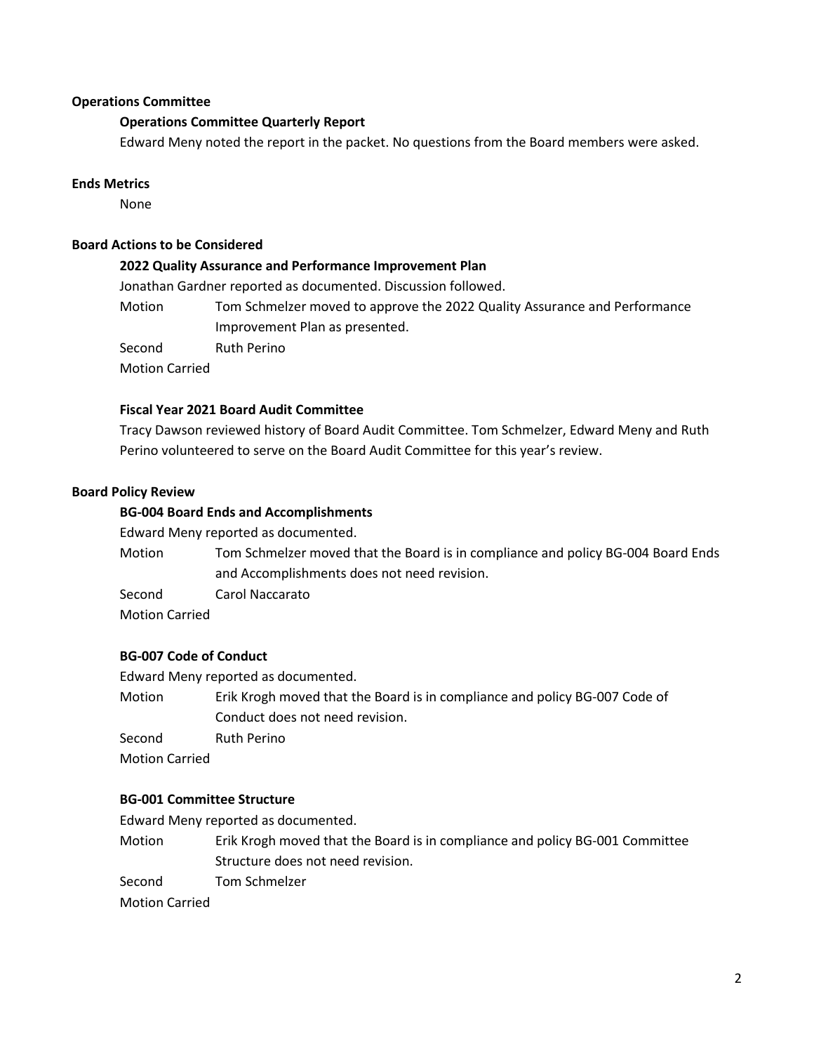## Operations Committee

### Operations Committee Quarterly Report

Edward Meny noted the report in the packet. No questions from the Board members were asked.

## Ends Metrics

None

## Board Actions to be Considered

### 2022 Quality Assurance and Performance Improvement Plan

Jonathan Gardner reported as documented. Discussion followed.

Motion: Tom Schmelzer moved to approve the 2022 Quality Assurance and Performance Improvement Plan as presented.

Second: Ruth Perino

Motion Carried

### Fiscal Year 2021 Board Audit Committee

Tracy Dawson reviewed history of Board Audit Committee. Tom Schmelzer, Edward Meny and Ruth Perino volunteered to serve on the Board Audit Committee for this year's review.

## Board Policy Review

### BG-004 Board Ends and Accomplishments

Edward Meny reported as documented.

Motion: Tom Schmelzer moved that the Board is in compliance and policy BG-004 Board Ends and Accomplishments does not need revision.

Second: Carol Naccarato

Motion Carried

### BG-007 Code of Conduct

Edward Meny reported as documented.

Motion: Erik Krogh moved that the Board is in compliance and policy BG-007 Code of Conduct does not need revision.

Second: Ruth Perino

Motion Carried

### BG-001 Committee Structure

Edward Meny reported as documented.

Motion: Erik Krogh moved that the Board is in compliance and policy BG-001 Committee Structure does not need revision.

Second: Tom Schmelzer

Motion Carried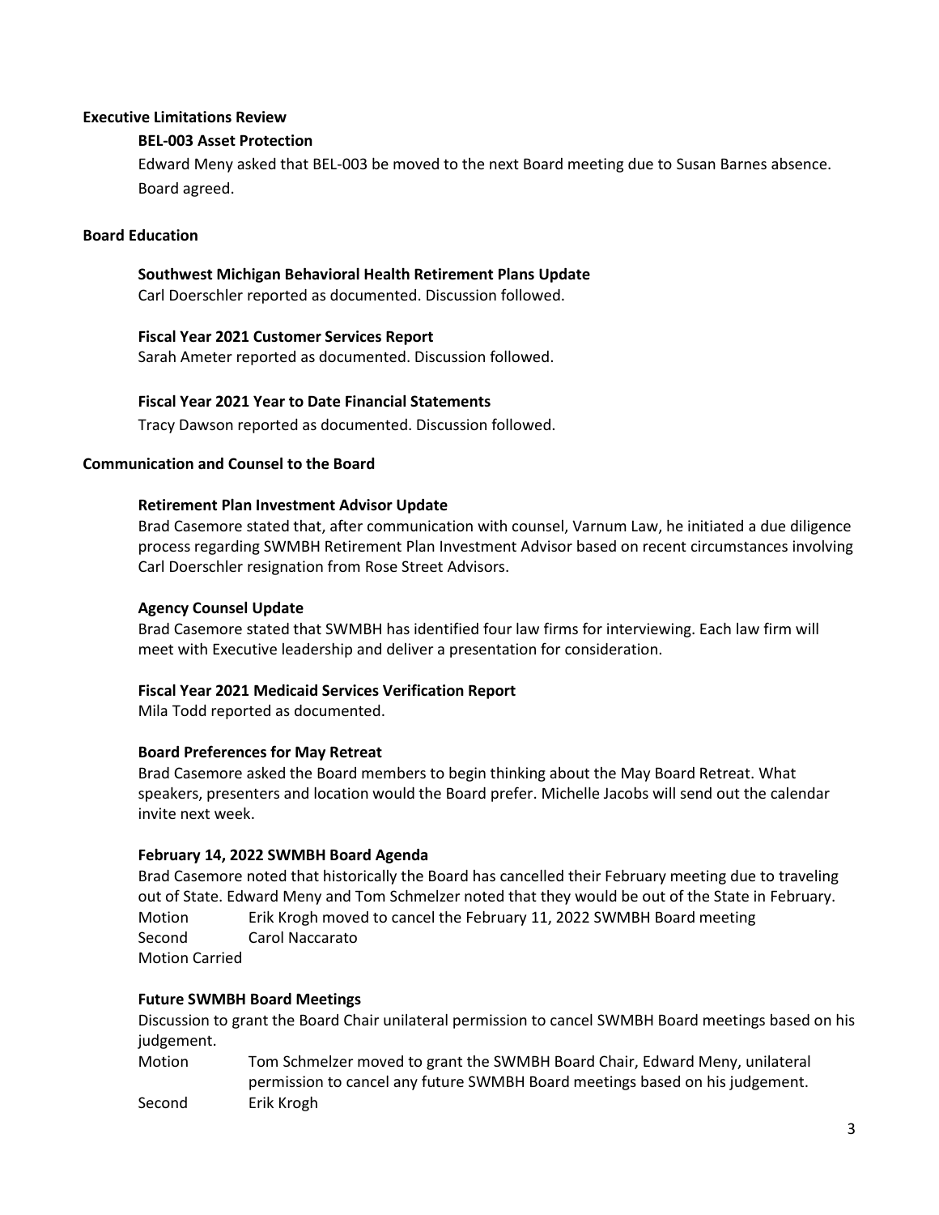**Executive Limitations Review**

**BEL-003 Asset Protection**

Edward Meny asked that BEL-003 be moved to the next Board meeting due to Susan Barnes absence. Board agreed.

**Board Education**

**Southwest Michigan Behavioral Health Retirement Plans Update**

Carl Doerschler reported as documented. Discussion followed.

**Fiscal Year 2021 Customer Services Report**

Sarah Ameter reported as documented. Discussion followed.

**Fiscal Year 2021 Year to Date Financial Statements**

Tracy Dawson reported as documented. Discussion followed.

**Communication and Counsel to the Board**

**Retirement Plan Investment Advisor Update**

Brad Casemore stated that, after communication with counsel, Varnum Law, he initiated a due diligence process regarding SWMBH Retirement Plan Investment Advisor based on recent circumstances involving Carl Doerschler resignation from Rose Street Advisors.

**Agency Counsel Update**

Brad Casemore stated that SWMBH has identified four law firms for interviewing. Each law firm will meet with Executive leadership and deliver a presentation for consideration.

**Fiscal Year 2021 Medicaid Services Verification Report**

Mila Todd reported as documented.

**Board Preferences for May Retreat**

Brad Casemore asked the Board members to begin thinking about the May Board Retreat. What speakers, presenters and location would the Board prefer. Michelle Jacobs will send out the calendar invite next week.

**February 14, 2022 SWMBH Board Agenda**

Brad Casemore noted that historically the Board has cancelled their February meeting due to traveling out of State. Edward Meny and Tom Schmelzer noted that they would be out of the State in February.

Motion Erik Krogh moved to cancel the February 11, 2022 SWMBH Board meeting
Second Carol Naccarato
Motion Carried

**Future SWMBH Board Meetings**

Discussion to grant the Board Chair unilateral permission to cancel SWMBH Board meetings based on his judgement.

Motion Tom Schmelzer moved to grant the SWMBH Board Chair, Edward Meny, unilateral permission to cancel any future SWMBH Board meetings based on his judgement.
Second Erik Krogh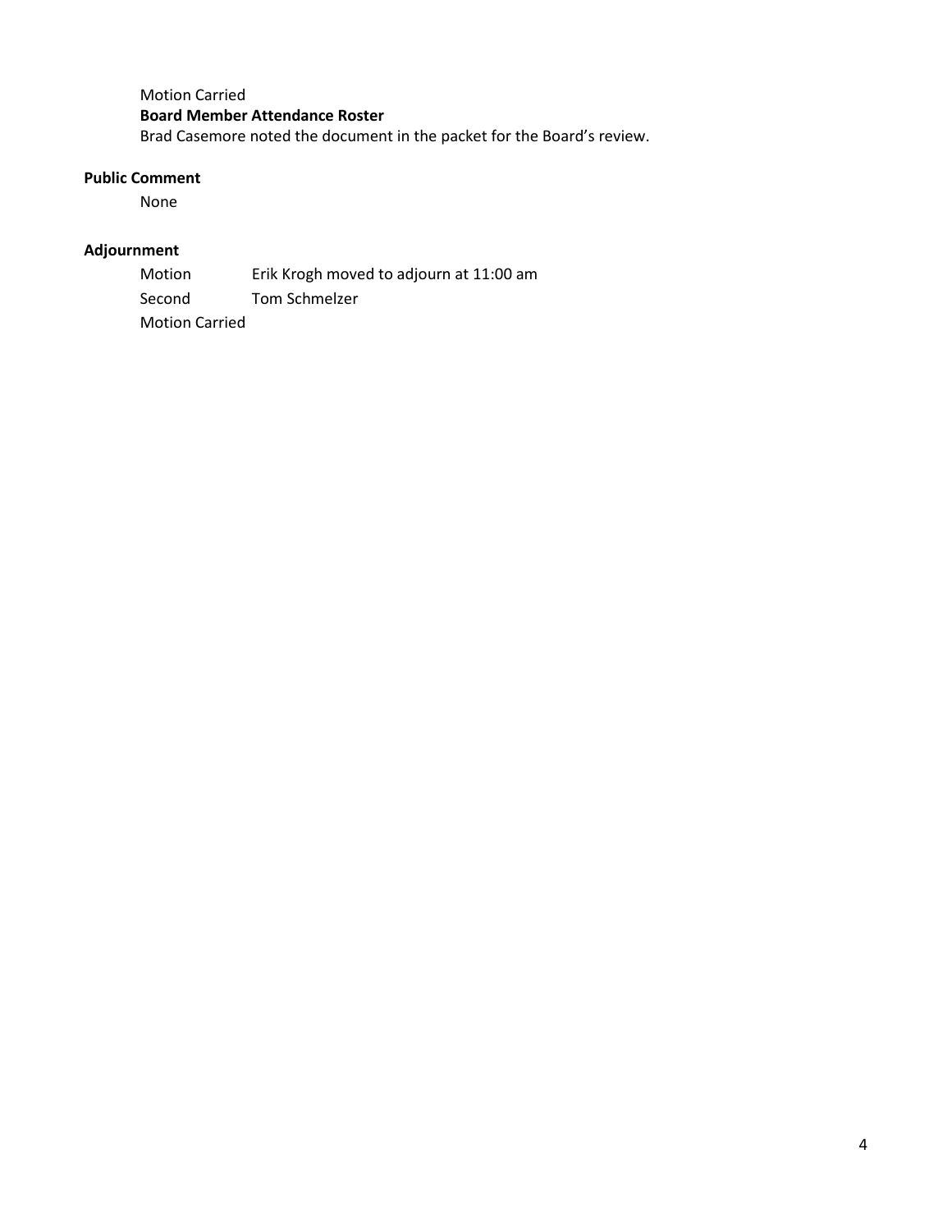Motion Carried

**Board Member Attendance Roster**

Brad Casemore noted the document in the packet for the Board's review.

**Public Comment**

None

**Adjournment**

Motion Erik Krogh moved to adjourn at 11:00 am

Second Tom Schmelzer

Motion Carried